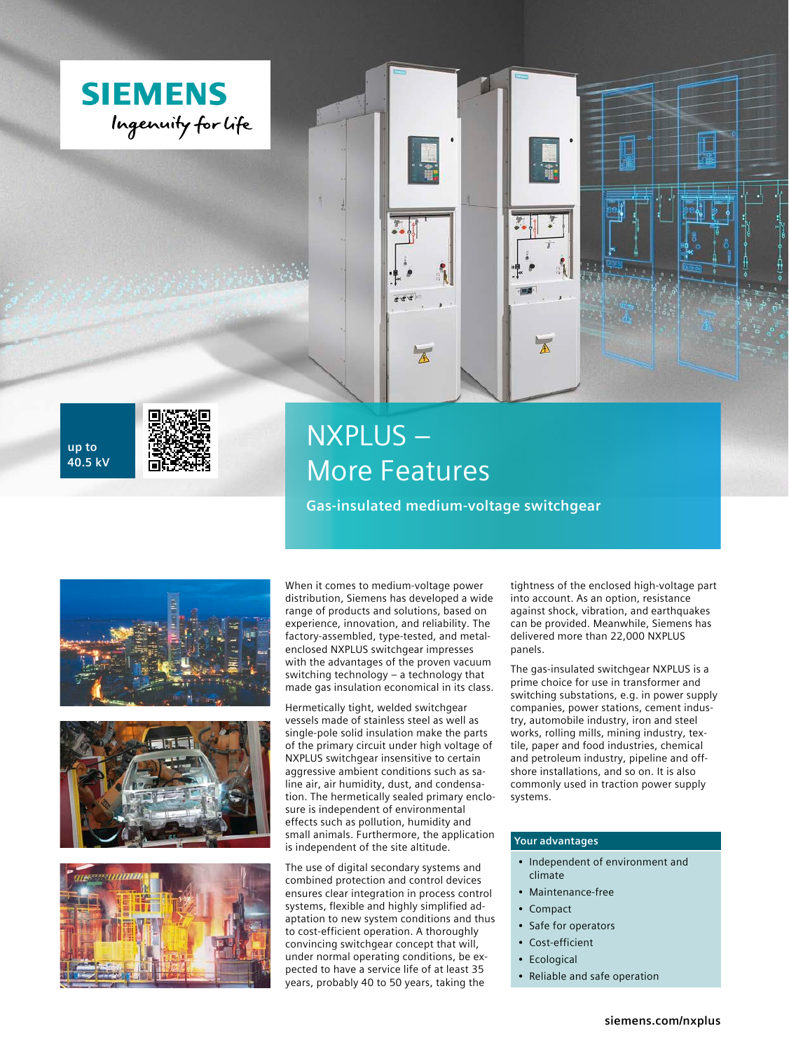SIEMENS
Ingenuity for life

up to 40.5 kV

# NXPLUS – More Features

## Gas-insulated medium-voltage switchgear

When it comes to medium-voltage power distribution, Siemens has developed a wide range of products and solutions, based on experience, innovation, and reliability. The factory-assembled, type-tested, and metal-enclosed NXPLUS switchgear impresses with the advantages of the proven vacuum switching technology – a technology that made gas insulation economical in its class.

Hermetically tight, welded switchgear vessels made of stainless steel as well as single-pole solid insulation make the parts of the primary circuit under high voltage of NXPLUS switchgear insensitive to certain aggressive ambient conditions such as saline air, air humidity, dust, and condensation. The hermetically sealed primary enclosure is independent of environmental effects such as pollution, humidity and small animals. Furthermore, the application is independent of the site altitude.

The use of digital secondary systems and combined protection and control devices ensures clear integration in process control systems, flexible and highly simplified adaptation to new system conditions and thus to cost-efficient operation. A thoroughly convincing switchgear concept that will, under normal operating conditions, be expected to have a service life of at least 35 years, probably 40 to 50 years, taking the tightness of the enclosed high-voltage part into account. As an option, resistance against shock, vibration, and earthquakes can be provided. Meanwhile, Siemens has delivered more than 22,000 NXPLUS panels.

The gas-insulated switchgear NXPLUS is a prime choice for use in transformer and switching substations, e.g. in power supply companies, power stations, cement industry, automobile industry, iron and steel works, rolling mills, mining industry, textile, paper and food industries, chemical and petroleum industry, pipeline and offshore installations, and so on. It is also commonly used in traction power supply systems.

### Your advantages

- Independent of environment and climate
- Maintenance-free
- Compact
- Safe for operators
- Cost-efficient
- Ecological
- Reliable and safe operation

siemens.com/nxplus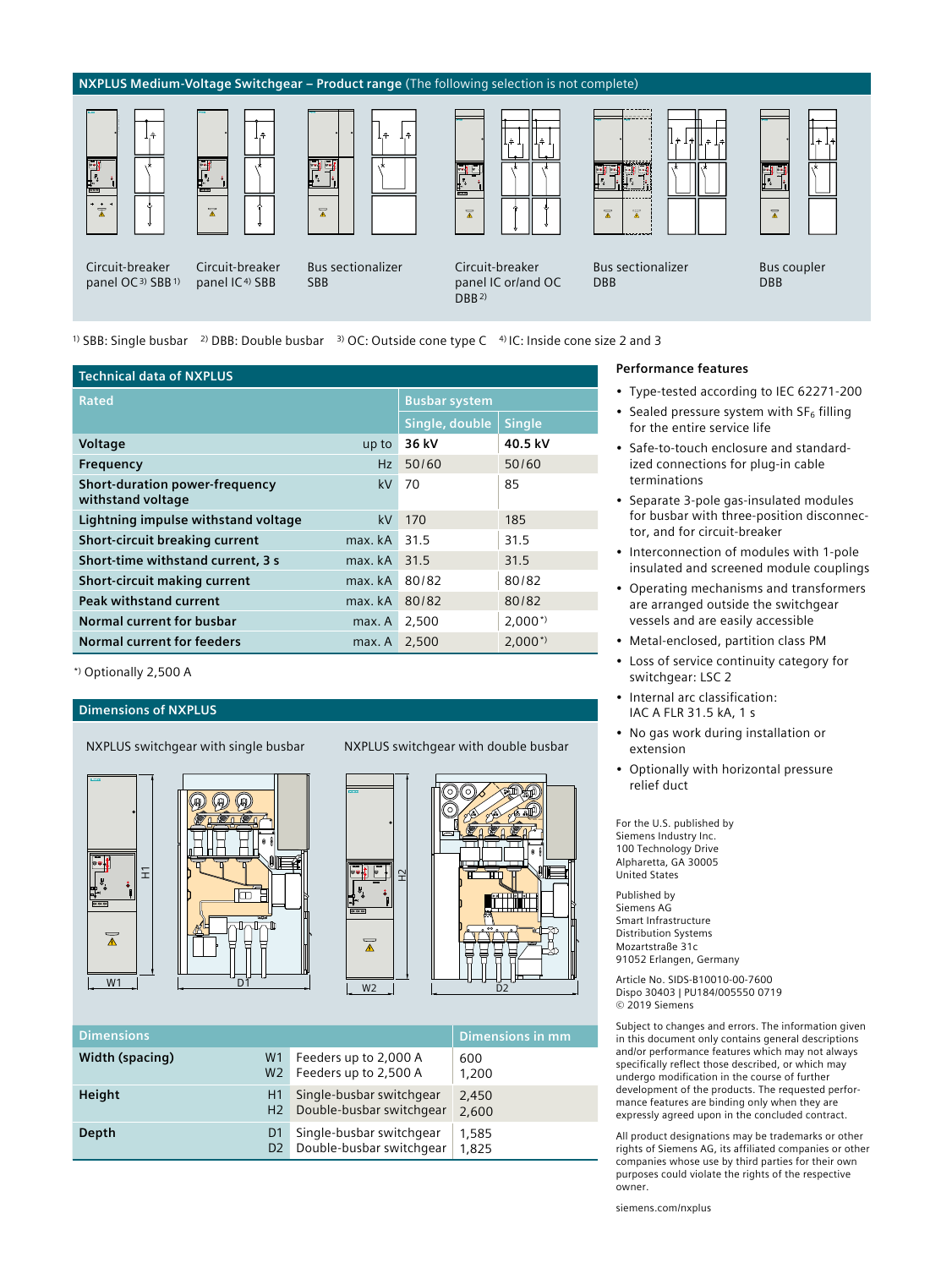## NXPLUS Medium-Voltage Switchgear – Product range (The following selection is not complete)

Circuit-breaker panel OC[3] SBB[1]

Circuit-breaker panel IC[4] SBB

Bus sectionalizer SBB

Circuit-breaker panel IC or/and OC DBB[2]

Bus sectionalizer DBB

Bus coupler DBB

[1] SBB: Single busbar [2] DBB: Double busbar [3] OC: Outside cone type C [4] IC: Inside cone size 2 and 3

## Technical data of NXPLUS

| Rated | | Busbar system | |
|---|---|---|---|
| | | Single, double | Single |
| Voltage | up to | 36 kV | 40.5 kV |
| Frequency | Hz | 50/60 | 50/60 |
| Short-duration power-frequency withstand voltage | kV | 70 | 85 |
| Lightning impulse withstand voltage | kV | 170 | 185 |
| Short-circuit breaking current | max. kA | 31.5 | 31.5 |
| Short-time withstand current, 3 s | max. kA | 31.5 | 31.5 |
| Short-circuit making current | max. kA | 80/82 | 80/82 |
| Peak withstand current | max. kA | 80/82 | 80/82 |
| Normal current for busbar | max. A | 2,500 | 2,000*) |
| Normal current for feeders | max. A | 2,500 | 2,000*) |

*) Optionally 2,500 A

## Dimensions of NXPLUS

NXPLUS switchgear with single busbar

W1 H1 D1

NXPLUS switchgear with double busbar

W2 H2 D2

| Dimensions | | | Dimensions in mm |
|---|---|---|---|
| Width (spacing) | W1 | Feeders up to 2,000 A | 600 |
| | W2 | Feeders up to 2,500 A | 1,200 |
| Height | H1 | Single-busbar switchgear | 2,450 |
| | H2 | Double-busbar switchgear | 2,600 |
| Depth | D1 | Single-busbar switchgear | 1,585 |
| | D2 | Double-busbar switchgear | 1,825 |

### Performance features

- Type-tested according to IEC 62271-200
- Sealed pressure system with $SF_6$ filling for the entire service life
- Safe-to-touch enclosure and standardized connections for plug-in cable terminations
- Separate 3-pole gas-insulated modules for busbar with three-position disconnector, and for circuit-breaker
- Interconnection of modules with 1-pole insulated and screened module couplings
- Operating mechanisms and transformers are arranged outside the switchgear vessels and are easily accessible
- Metal-enclosed, partition class PM
- Loss of service continuity category for switchgear: LSC 2
- Internal arc classification: IAC A FLR 31.5 kA, 1 s
- No gas work during installation or extension
- Optionally with horizontal pressure relief duct

For the U.S. published by
Siemens Industry Inc.
100 Technology Drive
Alpharetta, GA 30005
United States

Published by
Siemens AG
Smart Infrastructure
Distribution Systems
Mozartstraße 31c
91052 Erlangen, Germany

Article No. SIDS-B10010-00-7600
Dispo 30403 | PU184/005550 0719
© 2019 Siemens

Subject to changes and errors. The information given in this document only contains general descriptions and/or performance features which may not always specifically reflect those described, or which may undergo modification in the course of further development of the products. The requested performance features are binding only when they are expressly agreed upon in the concluded contract.

All product designations may be trademarks or other rights of Siemens AG, its affiliated companies or other companies whose use by third parties for their own purposes could violate the rights of the respective owner.

siemens.com/nxplus